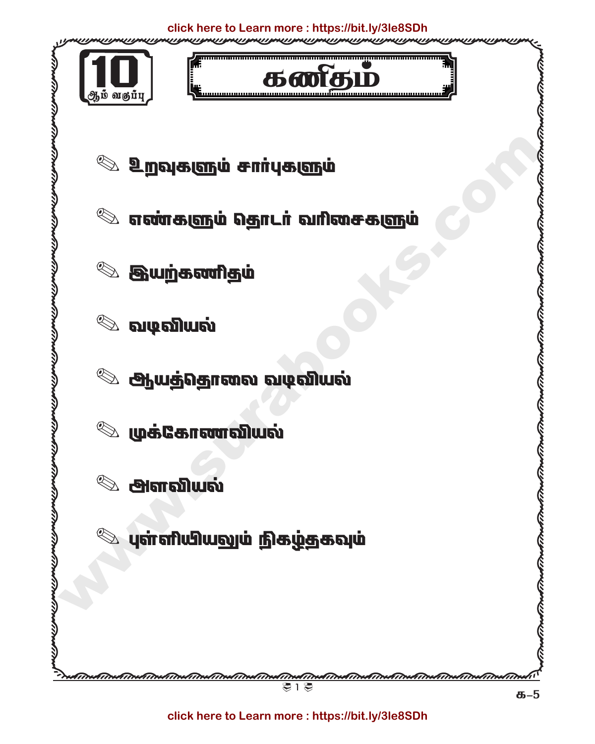**10 ஆம் வகுப்பு**

# கணிதம்

- ✎ உறவுகளும் சார்புகளும்
- ✎ எண்களும் தொடர் வரிசைகளும்
- ✎ இயற்கணிதம்
- ✎ வடிவியல்
- ✎ ஆயத்தொலை வடிவியல்
- ✎ முக்கோணவியல்
- ✎ அளவியல்
- ✎ புள்ளியியலும் நிகழ்தகவும்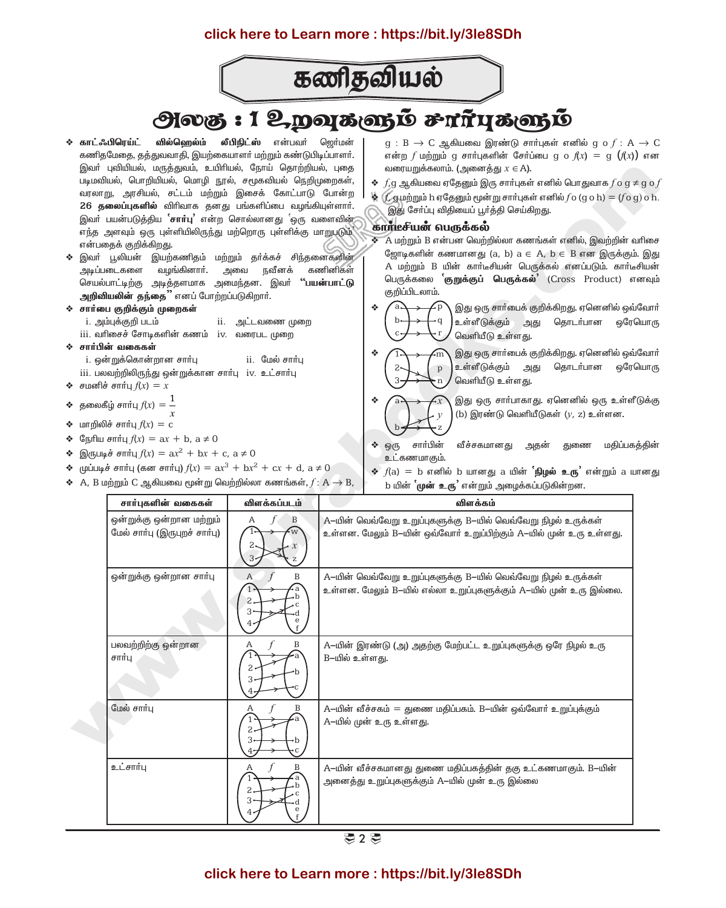# கணிதவியல்

## அலகு : 1 உறவுகளும் சார்புகளும்

- **காட்ஃபிரெய்ட் வில்ஹெல்ம் லீபினிட்ஸ்** என்பவர் ஜெர்மன் கணிதமேதை, தத்துவவாதி, இயற்கையாளர் மற்றும் கண்டுபிடிப்பாளர். இவர் புவியியல், மருத்துவம், உயிரியல், நோய் தொற்றியல், புதை படிமவியல், பொறியியல், மொழி நூல், சமூகவியல் நெறிமுறைகள், வரலாறு, அரசியல், சட்டம் மற்றும் இசைக் கோட்பாடு போன்ற **26 தலைப்புகளில்** விரிவாக தனது பங்களிப்பை வழங்கியுள்ளார். இவர் பயன்படுத்திய **'சார்பு'** என்ற சொல்லானது 'ஒரு வளைவின் எந்த அளவும் ஒரு புள்ளியிலிருந்து மற்றொரு புள்ளிக்கு மாறுபடும்' என்பதைக் குறிக்கிறது.
- இவர் பூலியன் இயற்கணிதம் மற்றும் தர்க்கச் சிந்தனைகளின் அடிப்படைகளை வழங்கினார். அவை நவீனக் கணினிகள் செயல்பாட்டிற்கு அடித்தளமாக அமைந்தன. இவர் **"பயன்பாட்டு அறிவியலின் தந்தை"** எனப் போற்றப்படுகிறார்.
- **சார்பை குறிக்கும் முறைகள்**
  - i. அம்புக்குறி படம்
  - ii. அட்டவணை முறை
  - iii. வரிசைச் சோடிகளின் கணம்
  - iv. வரைபட முறை
- **சார்பின் வகைகள்**
  - i. ஒன்றுக்கொன்றான சார்பு
  - ii. மேல் சார்பு
  - iii. பலவற்றிலிருந்து ஒன்றுக்கான சார்பு
  - iv. உட்சார்பு
- சமனிச் சார்பு $f(x) = x$
- தலைகீழ் சார்பு $f(x) = \dfrac{1}{x}$
- மாறிலிச் சார்பு $f(x) = c$
- நேரிய சார்பு $f(x) = ax + b, a \neq 0$
- இருபடிச் சார்பு $f(x) = ax^2 + bx + c, a \neq 0$
- முப்படிச் சார்பு (கன சார்பு) $f(x) = ax^3 + bx^2 + cx + d, a \neq 0$
- A, B மற்றும் C ஆகியவை மூன்று வெற்றில்லா கணங்கள், $f : A \to B$, $g : B \to C$ ஆகியவை இரண்டு சார்புகள் எனில் $g \circ f : A \to C$ என்ற $f$ மற்றும் g சார்புகளின் சேர்ப்பை $g \circ f(x) = g(f(x))$ என வரையறுக்கலாம். (அனைத்து $x \in A$).
- $f, g$ ஆகியவை ஏதேனும் இரு சார்புகள் எனில் பொதுவாக $f \circ g \neq g \circ f$
- $f, g$ மற்றும் h ஏதேனும் மூன்று சார்புகள் எனில் $f \circ (g \circ h) = (f \circ g) \circ h$. இது சேர்ப்பு விதியைப் பூர்த்தி செய்கிறது.

### கார்டீசியன் பெருக்கல்

- A மற்றும் B என்பன வெற்றில்லா கணங்கள் எனில், இவற்றின் வரிசை ஜோடிகளின் கணமானது (a, b) a ∈ A, b ∈ B என இருக்கும். இது A மற்றும் B யின் கார்டீசியன் பெருக்கல் எனப்படும். கார்டீசியன் பெருக்கலை **'குறுக்குப் பெருக்கல்'** (Cross Product) எனவும் குறிப்பிடலாம்.
- (a→p, b→q, c→r) இது ஒரு சார்பைக் குறிக்கிறது. ஏனெனில் ஒவ்வோர் உள்ளீடுக்கும் அது தொடர்பான ஒரேயொரு வெளியீடு உள்ளது.
- (1→m, 2→p, 3→n) இது ஒரு சார்பைக் குறிக்கிறது. ஏனெனில் ஒவ்வோர் உள்ளீடுக்கும் அது தொடர்பான ஒரேயொரு வெளியீடு உள்ளது.
- (a→x, b→y, b→z) இது ஒரு சார்பாகாது. ஏனெனில் ஒரு உள்ளீடுக்கு (b) இரண்டு வெளியீடுகள் (y, z) உள்ளன.
- ஒரு சார்பின் வீச்சகமானது அதன் துணை மதிப்பகத்தின் உட்கணமாகும்.
- $f(a) = b$ எனில் b யானது a யின் **'நிழல் உரு'** என்றும் a யானது b யின் **'முன் உரு'** என்றும் அழைக்கப்படுகின்றன.

| சார்புகளின் வகைகள் | விளக்கப்படம் | விளக்கம் |
|---|---|---|
| ஒன்றுக்கு ஒன்றான மற்றும் மேல் சார்பு (இருபுறச் சார்பு) | A → B (1, 2, 3 → w, x, z) | A–யின் வெவ்வேறு உறுப்புகளுக்கு B–யில் வெவ்வேறு நிழல் உருக்கள் உள்ளன. மேலும் B–யின் ஒவ்வோர் உறுப்பிற்கும் A–யில் முன் உரு உள்ளது. |
| ஒன்றுக்கு ஒன்றான சார்பு | A → B (1, 2, 3, 4 → a, b, c, d, e, f) | A–யின் வெவ்வேறு உறுப்புகளுக்கு B–யில் வெவ்வேறு நிழல் உருக்கள் உள்ளன. மேலும் B–யில் எல்லா உறுப்புகளுக்கும் A–யில் முன் உரு இல்லை. |
| பலவற்றிற்கு ஒன்றான சார்பு | A → B (1, 2, 3, 4 → a, b, c) | A–யின் இரண்டு (அ) அதற்கு மேற்பட்ட உறுப்புகளுக்கு ஒரே நிழல் உரு B–யில் உள்ளது. |
| மேல் சார்பு | A → B (1, 2, 3, 4 → a, b, c) | A–யின் வீச்சகம் = துணை மதிப்பகம். B–யின் ஒவ்வோர் உறுப்புக்கும் A–யில் முன் உரு உள்ளது. |
| உட்சார்பு | A → B (1, 2, 3, 4 → a, b, c, d, e, f) | A–யின் வீச்சகமானது துணை மதிப்பகத்தின் தகு உட்கணமாகும். B–யின் அனைத்து உறுப்புகளுக்கும் A–யில் முன் உரு இல்லை |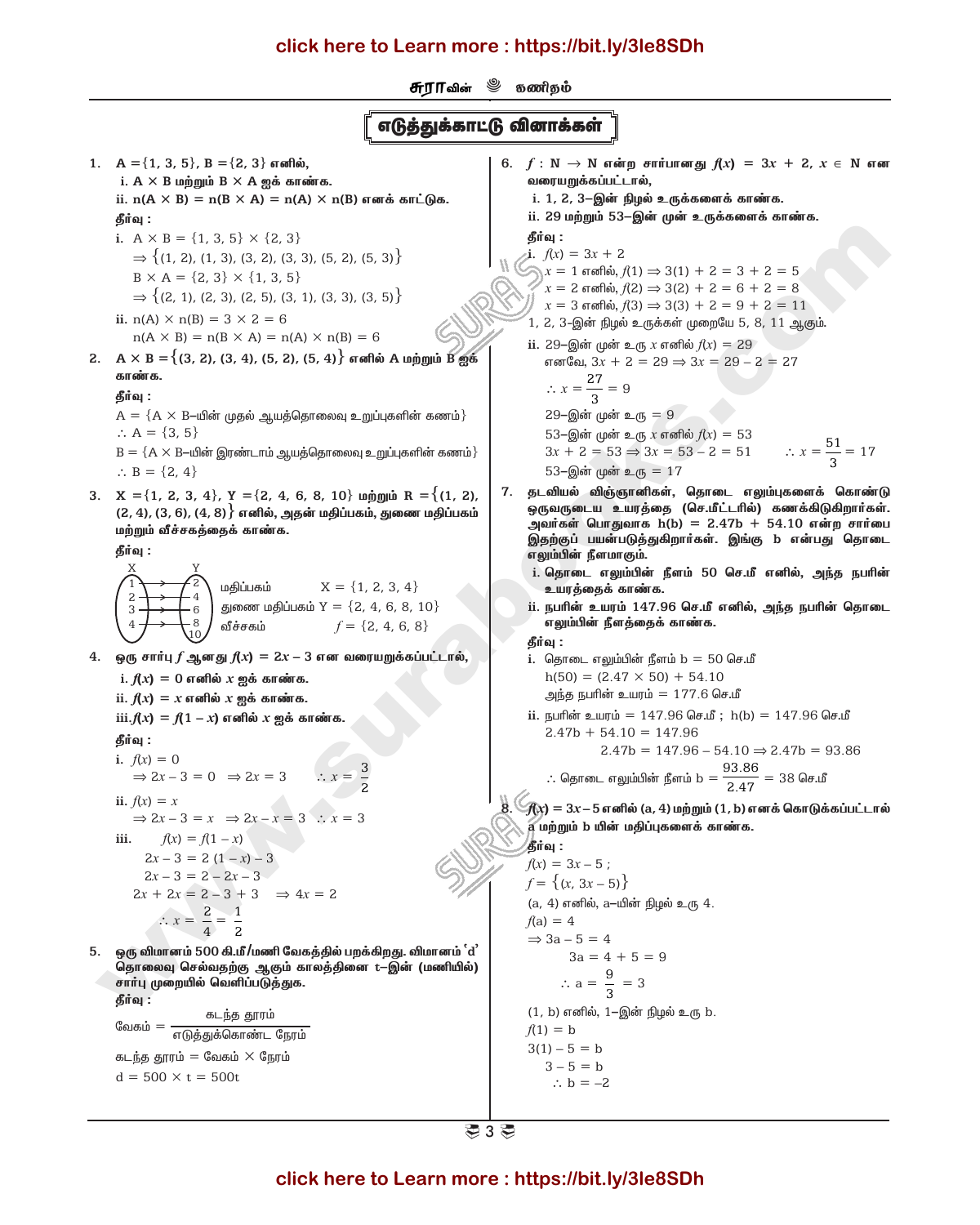## எடுத்துக்காட்டு வினாக்கள்

**1. A = {1, 3, 5}, B = {2, 3} எனில்,**

**i. A × B மற்றும் B × A ஐக் காண்க.**

**ii. n(A × B) = n(B × A) = n(A) × n(B) எனக் காட்டுக.**

**தீர்வு :**

i. A × B = {1, 3, 5} × {2, 3}

$\Rightarrow \{(1, 2), (1, 3), (3, 2), (3, 3), (5, 2), (5, 3)\}$

B × A = {2, 3} × {1, 3, 5}

$\Rightarrow \{(2, 1), (2, 3), (2, 5), (3, 1), (3, 3), (3, 5)\}$

ii. n(A) × n(B) = 3 × 2 = 6

n(A × B) = n(B × A) = n(A) × n(B) = 6

**2. A × B = {(3, 2), (3, 4), (5, 2), (5, 4)} எனில் A மற்றும் B ஐக் காண்க.**

**தீர்வு :**

A = {A × B–யின் முதல் ஆயத்தொலைவு உறுப்புகளின் கணம்}

∴ A = {3, 5}

B = {A × B–யின் இரண்டாம் ஆயத்தொலைவு உறுப்புகளின் கணம்}

∴ B = {2, 4}

**3. X = {1, 2, 3, 4}, Y = {2, 4, 6, 8, 10} மற்றும் R = {(1, 2), (2, 4), (3, 6), (4, 8)} எனில், அதன் மதிப்பகம், துணை மதிப்பகம் மற்றும் வீச்சகத்தைக் காண்க.**

**தீர்வு :**

(X: 1, 2, 3, 4 → Y: 2, 4, 6, 8, 10)

மதிப்பகம் X = {1, 2, 3, 4}

துணை மதிப்பகம் Y = {2, 4, 6, 8, 10}

வீச்சகம் $f$ = {2, 4, 6, 8}

**4. ஒரு சார்பு $f$ ஆனது $f(x) = 2x - 3$ என வரையறுக்கப்பட்டால்,**

**i. $f(x) = 0$ எனில் $x$ ஐக் காண்க.**

**ii. $f(x) = x$ எனில் $x$ ஐக் காண்க.**

**iii. $f(x) = f(1 - x)$ எனில் $x$ ஐக் காண்க.**

**தீர்வு :**

i. $f(x) = 0$

$\Rightarrow 2x - 3 = 0 \;\Rightarrow 2x = 3 \quad \therefore x = \frac{3}{2}$

ii. $f(x) = x$

$\Rightarrow 2x - 3 = x \;\Rightarrow 2x - x = 3 \;\therefore x = 3$

iii. $f(x) = f(1 - x)$

$2x - 3 = 2(1 - x) - 3$

$2x - 3 = 2 - 2x - 3$

$2x + 2x = 2 - 3 + 3 \quad \Rightarrow 4x = 2$

$\therefore x = \frac{2}{4} = \frac{1}{2}$

**5. ஒரு விமானம் 500 கி.மீ/மணி வேகத்தில் பறக்கிறது. விமானம் 'd' தொலைவு செல்வதற்கு ஆகும் காலத்தினை t–இன் (மணியில்) சார்பு முறையில் வெளிப்படுத்துக.**

**தீர்வு :**

$$\text{வேகம்} = \frac{\text{கடந்த தூரம்}}{\text{எடுத்துக்கொண்ட நேரம்}}$$

கடந்த தூரம் = வேகம் × நேரம்

d = 500 × t = 500t

**6. $f : \mathbb{N} \to \mathbb{N}$ என்ற சார்பானது $f(x) = 3x + 2, x \in \mathbb{N}$ என வரையறுக்கப்பட்டால்,**

**i. 1, 2, 3–இன் நிழல் உருக்களைக் காண்க.**

**ii. 29 மற்றும் 53–இன் முன் உருக்களைக் காண்க.**

**தீர்வு :**

i. $f(x) = 3x + 2$

$x = 1$ எனில், $f(1) \Rightarrow 3(1) + 2 = 3 + 2 = 5$

$x = 2$ எனில், $f(2) \Rightarrow 3(2) + 2 = 6 + 2 = 8$

$x = 3$ எனில், $f(3) \Rightarrow 3(3) + 2 = 9 + 2 = 11$

1, 2, 3–இன் நிழல் உருக்கள் முறையே 5, 8, 11 ஆகும்.

ii. 29–இன் முன் உரு $x$ எனில் $f(x) = 29$

எனவே, $3x + 2 = 29 \Rightarrow 3x = 29 - 2 = 27$

$\therefore x = \frac{27}{3} = 9$

29–இன் முன் உரு = 9

53–இன் முன் உரு $x$ எனில் $f(x) = 53$

$3x + 2 = 53 \Rightarrow 3x = 53 - 2 = 51 \qquad \therefore x = \frac{51}{3} = 17$

53–இன் முன் உரு = 17

**7. தடவியல் விஞ்ஞானிகள், தொடை எலும்புகளைக் கொண்டு ஒருவருடைய உயரத்தை (செ.மீட்டரில்) கணக்கிடுகிறார்கள். அவர்கள் பொதுவாக h(b) = 2.47b + 54.10 என்ற சார்பை இதற்குப் பயன்படுத்துகிறார்கள். இங்கு b என்பது தொடை எலும்பின் நீளமாகும்.**

**i. தொடை எலும்பின் நீளம் 50 செ.மீ எனில், அந்த நபரின் உயரத்தைக் காண்க.**

**ii. நபரின் உயரம் 147.96 செ.மீ எனில், அந்த நபரின் தொடை எலும்பின் நீளத்தைக் காண்க.**

**தீர்வு :**

i. தொடை எலும்பின் நீளம் b = 50 செ.மீ

h(50) = (2.47 × 50) + 54.10

அந்த நபரின் உயரம் = 177.6 செ.மீ

ii. நபரின் உயரம் = 147.96 செ.மீ ; h(b) = 147.96 செ.மீ

2.47b + 54.10 = 147.96

2.47b = 147.96 – 54.10 ⇒ 2.47b = 93.86

$\therefore$ தொடை எலும்பின் நீளம் b = $\frac{93.86}{2.47}$ = 38 செ.மீ

**8. $f(x) = 3x - 5$ எனில் (a, 4) மற்றும் (1, b) எனக் கொடுக்கப்பட்டால் a மற்றும் b யின் மதிப்புகளைக் காண்க.**

**தீர்வு :**

$f(x) = 3x - 5$ ;

$f = \{(x, 3x - 5)\}$

(a, 4) எனில், a–யின் நிழல் உரு 4.

$f(a) = 4$

$\Rightarrow 3a - 5 = 4$

$3a = 4 + 5 = 9$

$\therefore a = \frac{9}{3} = 3$

(1, b) எனில், 1–இன் நிழல் உரு b.

$f(1) = b$

$3(1) - 5 = b$

$3 - 5 = b$

$\therefore b = -2$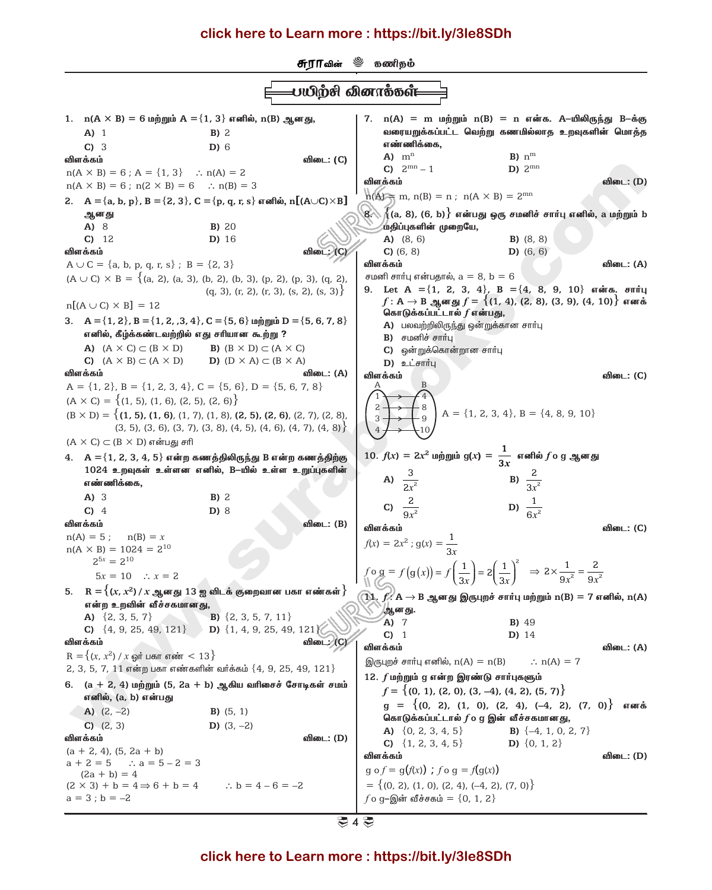## பயிற்சி வினாக்கள்

**1. $n(A \times B) = 6$ மற்றும் $A = \{1, 3\}$ எனில், n(B) ஆனது,**

A) 1  B) 2
C) 3  D) 6

விளக்கம்  விடை: (C)

$n(A \times B) = 6$ ; $A = \{1, 3\}$  $\therefore n(A) = 2$
$n(A \times B) = 6$ ; $n(2 \times B) = 6$  $\therefore n(B) = 3$

**2. $A = \{a, b, p\}, B = \{2, 3\}, C = \{p, q, r, s\}$ எனில், $n[(A \cup C) \times B]$ ஆனது**

A) 8  B) 20
C) 12  D) 16

விளக்கம்  விடை: (C)

$A \cup C = \{a, b, p, q, r, s\}$ ; $B = \{2, 3\}$
$(A \cup C) \times B = \{(a, 2), (a, 3), (b, 2), (b, 3), (p, 2), (p, 3), (q, 2), (q, 3), (r, 2), (r, 3), (s, 2), (s, 3)\}$
$n[(A \cup C) \times B] = 12$

**3. $A = \{1, 2\}, B = \{1, 2, 3, 4\}, C = \{5, 6\}$ மற்றும் $D = \{5, 6, 7, 8\}$ எனில், கீழ்க்கண்டவற்றில் எது சரியான கூற்று ?**

A) $(A \times C) \subset (B \times D)$  B) $(B \times D) \subset (A \times C)$
C) $(A \times B) \subset (A \times D)$  D) $(D \times A) \subset (B \times A)$

விளக்கம்  விடை: (A)

$A = \{1, 2\}, B = \{1, 2, 3, 4\}, C = \{5, 6\}, D = \{5, 6, 7, 8\}$
$(A \times C) = \{(1, 5), (1, 6), (2, 5), (2, 6)\}$
$(B \times D) = \{\mathbf{(1, 5), (1, 6)}, (1, 7), (1, 8), \mathbf{(2, 5), (2, 6)}, (2, 7), (2, 8), (3, 5), (3, 6), (3, 7), (3, 8), (4, 5), (4, 6), (4, 7), (4, 8)\}$
$(A \times C) \subset (B \times D)$ என்பது சரி

**4. $A = \{1, 2, 3, 4, 5\}$ என்ற கணத்திலிருந்து B என்ற கணத்திற்கு 1024 உறவுகள் உள்ளன எனில், B–யில் உள்ள உறுப்புகளின் எண்ணிக்கை,**

A) 3  B) 2
C) 4  D) 8

விளக்கம்  விடை: (B)

$n(A) = 5$ ;  $n(B) = x$
$n(A \times B) = 1024 = 2^{10}$
$2^{5x} = 2^{10}$
$5x = 10$  $\therefore x = 2$

**5. $R = \{(x, x^2) / x$ ஆனது 13 ஐ விடக் குறைவான பகா எண்கள்$\}$ என்ற உறவின் வீச்சகமானது,**

A) $\{2, 3, 5, 7\}$  B) $\{2, 3, 5, 7, 11\}$
C) $\{4, 9, 25, 49, 121\}$  D) $\{1, 4, 9, 25, 49, 121\}$

விளக்கம்  விடை: (C)

$R = \{(x, x^2) / x$ ஓர் பகா எண் $< 13\}$
2, 3, 5, 7, 11 என்ற பகா எண்களின் வர்க்கம் $\{4, 9, 25, 49, 121\}$

**6. $(a + 2, 4)$ மற்றும் $(5, 2a + b)$ ஆகிய வரிசைச் சோடிகள் சமம் எனில், (a, b) என்பது**

A) (2, –2)  B) (5, 1)
C) (2, 3)  D) (3, –2)

விளக்கம்  விடை: (D)

$(a + 2, 4), (5, 2a + b)$
$a + 2 = 5$  $\therefore a = 5 - 2 = 3$
$(2a + b) = 4$
$(2 \times 3) + b = 4 \Rightarrow 6 + b = 4$  $\therefore b = 4 - 6 = -2$
$a = 3$ ; $b = -2$

**7. $n(A) = m$ மற்றும் $n(B) = n$ என்க. A–யிலிருந்து B–க்கு வரையறுக்கப்பட்ட வெற்று கணமில்லாத உறவுகளின் மொத்த எண்ணிக்கை,**

A) $m^n$  B) $n^m$
C) $2^{mn} - 1$  D) $2^{mn}$

விளக்கம்  விடை: (D)

$n(A) = m, n(B) = n$ ; $n(A \times B) = 2^{mn}$

**8. $\{(a, 8), (6, b)\}$ என்பது ஒரு சமனிச் சார்பு எனில், a மற்றும் b மதிப்புகளின் முறையே,**

A) (8, 6)  B) (8, 8)
C) (6, 8)  D) (6, 6)

விளக்கம்  விடை: (A)

சமனி சார்பு என்பதால், $a = 8$, $b = 6$

**9. Let $A = \{1, 2, 3, 4\}$, $B = \{4, 8, 9, 10\}$ என்க. சார்பு $f : A \to B$ ஆனது $f = \{(1, 4), (2, 8), (3, 9), (4, 10)\}$ எனக் கொடுக்கப்பட்டால் $f$ என்பது,**

A) பலவற்றிலிருந்து ஒன்றுக்கான சார்பு
B) சமனிச் சார்பு
C) ஒன்றுக்கொன்றான சார்பு
D) உட்சார்பு

விளக்கம்  விடை: (C)

(A: 1, 2, 3, 4 → B: 4, 8, 9, 10)

$A = \{1, 2, 3, 4\}, B = \{4, 8, 9, 10\}$

**10. $f(x) = 2x^2$ மற்றும் $g(x) = \dfrac{1}{3x}$ எனில் $f \circ g$ ஆனது**

A) $\dfrac{3}{2x^2}$  B) $\dfrac{2}{3x^2}$
C) $\dfrac{2}{9x^2}$  D) $\dfrac{1}{6x^2}$

விளக்கம்  விடை: (C)

$f(x) = 2x^2$ ; $g(x) = \dfrac{1}{3x}$

$f \circ g = f(g(x)) = f\left(\dfrac{1}{3x}\right) = 2\left(\dfrac{1}{3x}\right)^2 \Rightarrow 2 \times \dfrac{1}{9x^2} = \dfrac{2}{9x^2}$

**11. $f : A \to B$ ஆனது இருபுறச் சார்பு மற்றும் $n(B) = 7$ எனில், n(A) ஆனது.**

A) 7  B) 49
C) 1  D) 14

விளக்கம்  விடை: (A)

இருபுறச் சார்பு எனில், $n(A) = n(B)$  $\therefore n(A) = 7$

**12. $f$ மற்றும் g என்ற இரண்டு சார்புகளும் $f = \{(0, 1), (2, 0), (3, -4), (4, 2), (5, 7)\}$ $g = \{(0, 2), (1, 0), (2, 4), (-4, 2), (7, 0)\}$ எனக் கொடுக்கப்பட்டால் $f \circ g$ இன் வீச்சகமானது,**

A) $\{0, 2, 3, 4, 5\}$  B) $\{-4, 1, 0, 2, 7\}$
C) $\{1, 2, 3, 4, 5\}$  D) $\{0, 1, 2\}$

விளக்கம்  விடை: (D)

$g \circ f = g(f(x))$ ; $f \circ g = f(g(x))$
$= \{(0, 2), (1, 0), (2, 4), (-4, 2), (7, 0)\}$
$f \circ g$–இன் வீச்சகம் $= \{0, 1, 2\}$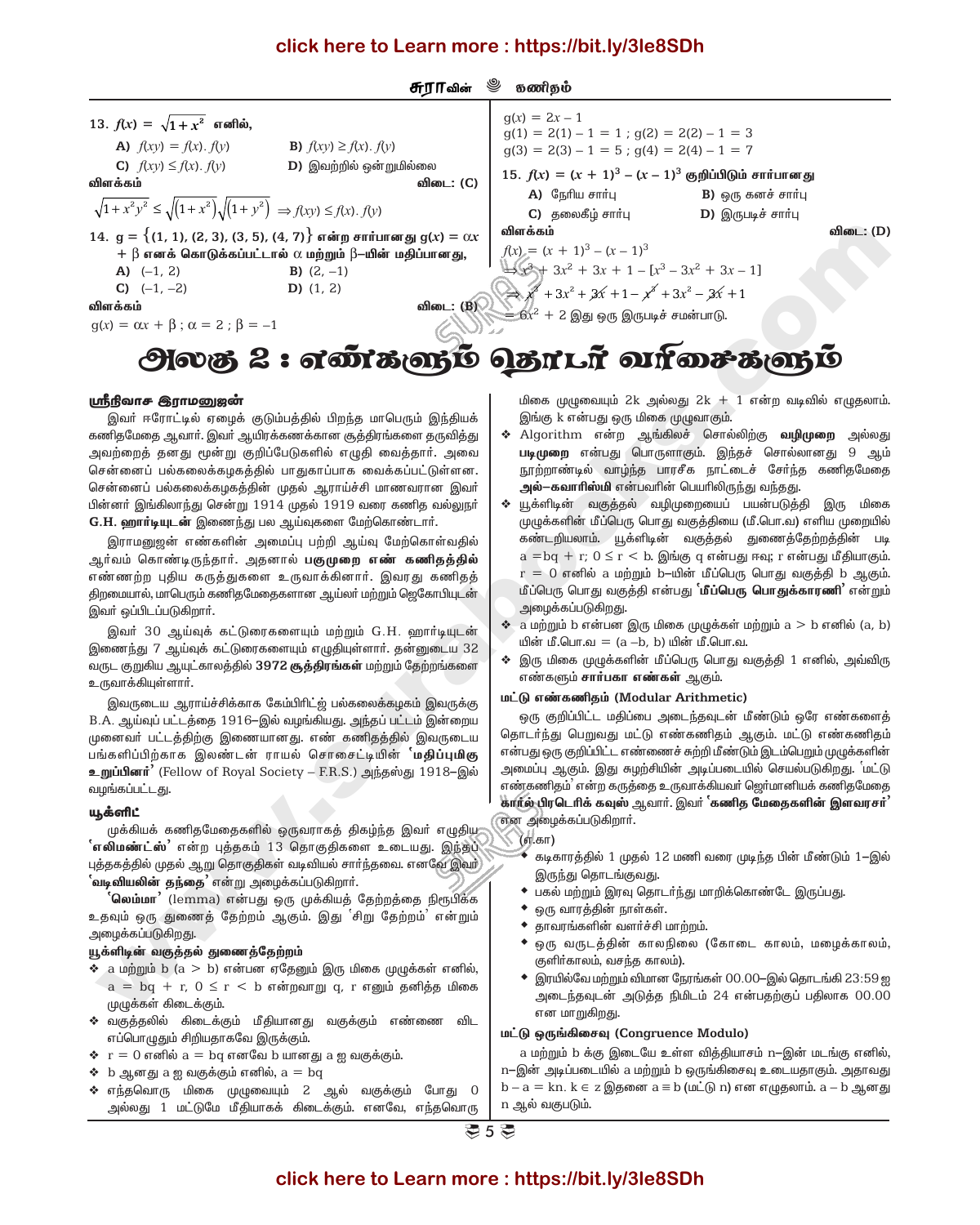13. $f(x) = \sqrt{1+x^2}$ எனில்,

**A)** $f(xy) = f(x).f(y)$ **B)** $f(xy) \geq f(x).f(y)$

**C)** $f(xy) \leq f(x).f(y)$ **D)** இவற்றில் ஒன்றுமில்லை

**விளக்கம்** **விடை : (C)**

$$\sqrt{1+x^2y^2} \leq \sqrt{(1+x^2)}\sqrt{(1+y^2)} \Rightarrow f(xy) \leq f(x).f(y)$$

14. **$g = \{(1, 1), (2, 3), (3, 5), (4, 7)\}$ என்ற சார்பானது $g(x) = \alpha x + \beta$ எனக் கொடுக்கப்பட்டால் $\alpha$ மற்றும் $\beta$–யின் மதிப்பானது,**

**A)** $(-1, 2)$ **B)** $(2, -1)$

**C)** $(-1, -2)$ **D)** $(1, 2)$

**விளக்கம்** **விடை : (B)**

$g(x) = \alpha x + \beta$ ; $\alpha = 2$ ; $\beta = -1$

$g(x) = 2x - 1$

$g(1) = 2(1) - 1 = 1$ ; $g(2) = 2(2) - 1 = 3$

$g(3) = 2(3) - 1 = 5$ ; $g(4) = 2(4) - 1 = 7$

15. **$f(x) = (x + 1)^3 - (x - 1)^3$ குறிப்பிடும் சார்பானது**

**A)** நேரிய சார்பு **B)** ஒரு கனச் சார்பு

**C)** தலைகீழ் சார்பு **D)** இருபடிச் சார்பு

**விளக்கம்** **விடை : (D)**

$f(x) = (x + 1)^3 - (x - 1)^3$

$\Rightarrow x^3 + 3x^2 + 3x + 1 - [x^3 - 3x^2 + 3x - 1]$

$\Rightarrow x^3 + 3x^2 + 3x + 1 - x^3 + 3x^2 - 3x + 1$

$= 6x^2 + 2$ இது ஒரு இருபடிச் சமன்பாடு.

# அலகு 2 : எண்களும் தொடர் வரிசைகளும்

### ஸ்ரீநிவாச இராமனுஜன்

இவர் ஈரோட்டில் ஏழைக் குடும்பத்தில் பிறந்த மாபெரும் இந்தியக் கணிதமேதை ஆவார். இவர் ஆயிரக்கணக்கான சூத்திரங்களை தருவித்து அவற்றைத் தனது மூன்று குறிப்பேடுகளில் எழுதி வைத்தார். அவை சென்னைப் பல்கலைக்கழகத்தில் பாதுகாப்பாக வைக்கப்பட்டுள்ளன. சென்னைப் பல்கலைக்கழகத்தின் முதல் ஆராய்ச்சி மாணவரான இவர் பின்னர் இங்கிலாந்து சென்று 1914 முதல் 1919 வரை கணித வல்லுநர் **G.H. ஹார்டியுடன்** இணைந்து பல ஆய்வுகளை மேற்கொண்டார்.

இராமனுஜன் எண்களின் அமைப்பு பற்றி ஆய்வு மேற்கொள்வதில் ஆர்வம் கொண்டிருந்தார். அதனால் **பகுமுறை எண் கணிதத்தில்** எண்ணற்ற புதிய கருத்துகளை உருவாக்கினார். இவரது கணிதத் திறமையால், மாபெரும் கணிதமேதைகளான ஆய்லர் மற்றும் ஜெகோபியுடன் இவர் ஒப்பிடப்படுகிறார்.

இவர் 30 ஆய்வுக் கட்டுரைகளையும் மற்றும் G.H. ஹார்டியுடன் இணைந்து 7 ஆய்வுக் கட்டுரைகளையும் எழுதியுள்ளார். தன்னுடைய 32 வருட குறுகிய ஆயுட்காலத்தில் **3972 சூத்திரங்கள்** மற்றும் தேற்றங்களை உருவாக்கியுள்ளார்.

இவருடைய ஆராய்ச்சிக்காக கேம்பிரிட்ஜ் பல்கலைக்கழகம் இவருக்கு B.A. ஆய்வுப் பட்டத்தை 1916–இல் வழங்கியது. அந்தப் பட்டம் இன்றைய முனைவர் பட்டத்திற்கு இணையானது. எண் கணிதத்தில் இவருடைய பங்களிப்பிற்காக இலண்டன் ராயல் சொசைட்டியின் **'மதிப்புமிகு உறுப்பினர்'** (Fellow of Royal Society – F.R.S.) அந்தஸ்து 1918–இல் வழங்கப்பட்டது.

### யூக்ளிட்

முக்கியக் கணிதமேதைகளில் ஒருவராகத் திகழ்ந்த இவர் எழுதிய **'எலிமண்ட்ஸ்'** என்ற புத்தகம் 13 தொகுதிகளை உடையது. இந்தப் புத்தகத்தில் முதல் ஆறு தொகுதிகள் வடிவியல் சார்ந்தவை. எனவே இவர் **'வடிவியலின் தந்தை'** என்று அழைக்கப்படுகிறார்.

**'லெம்மா'** (lemma) என்பது ஒரு முக்கியத் தேற்றத்தை நிரூபிக்க உதவும் ஒரு துணைத் தேற்றம் ஆகும். இது 'சிறு தேற்றம்' என்றும் அழைக்கப்படுகிறது.

### யூக்ளிடின் வகுத்தல் துணைத்தேற்றம்

- a மற்றும் b (a > b) என்பன ஏதேனும் இரு மிகை முழுக்கள் எனில், $a = bq + r$, $0 \leq r < b$ என்றவாறு q, r எனும் தனித்த மிகை முழுக்கள் கிடைக்கும்.
- வகுத்தலில் கிடைக்கும் மீதியானது வகுக்கும் எண்ணை விட எப்பொழுதும் சிறியதாகவே இருக்கும்.
- $r = 0$ எனில் $a = bq$ எனவே b யானது a ஐ வகுக்கும்.
- b ஆனது a ஐ வகுக்கும் எனில், $a = bq$
- எந்தவொரு மிகை முழுவையும் 2 ஆல் வகுக்கும் போது 0 அல்லது 1 மட்டுமே மீதியாகக் கிடைக்கும். எனவே, எந்தவொரு மிகை முழுவையும் 2k அல்லது 2k + 1 என்ற வடிவில் எழுதலாம். இங்கு k என்பது ஒரு மிகை முழுவாகும்.
- Algorithm என்ற ஆங்கிலச் சொல்லிற்கு **வழிமுறை** அல்லது **படிமுறை** என்பது பொருளாகும். இந்தச் சொல்லானது 9 ஆம் நூற்றாண்டில் வாழ்ந்த பாரசீக நாட்டைச் சேர்ந்த கணிதமேதை **அல்–கவாரிஸ்மி** என்பவரின் பெயரிலிருந்து வந்தது.
- யூக்ளிடின் வகுத்தல் வழிமுறையைப் பயன்படுத்தி இரு மிகை முழுக்களின் மீப்பெரு பொது வகுத்தியை (மீ.பொ.வ) எளிய முறையில் கண்டறியலாம். யூக்ளிடின் வகுத்தல் துணைத்தேற்றத்தின் படி $a = bq + r$; $0 \leq r < b$. இங்கு q என்பது ஈவு; r என்பது மீதியாகும். $r = 0$ எனில் a மற்றும் b–யின் மீப்பெரு பொது வகுத்தி b ஆகும். மீப்பெரு பொது வகுத்தி என்பது **'மீப்பெரு பொதுக்காரணி'** என்றும் அழைக்கப்படுகிறது.
- a மற்றும் b என்பன இரு மிகை முழுக்கள் மற்றும் a > b எனில் (a, b) யின் மீ.பொ.வ = (a –b, b) யின் மீ.பொ.வ.
- இரு மிகை முழுக்களின் மீப்பெரு பொது வகுத்தி 1 எனில், அவ்விரு எண்களும் **சார்பகா எண்கள்** ஆகும்.

### மட்டு எண்கணிதம் (Modular Arithmetic)

ஒரு குறிப்பிட்ட மதிப்பை அடைந்தவுடன் மீண்டும் ஒரே எண்களைத் தொடர்ந்து பெறுவது மட்டு எண்கணிதம் ஆகும். மட்டு எண்கணிதம் என்பது ஒரு குறிப்பிட்ட எண்ணைச் சுற்றி மீண்டும் இடம்பெறும் முழுக்களின் அமைப்பு ஆகும். இது சுழற்சியின் அடிப்படையில் செயல்படுகிறது. 'மட்டு எண்கணிதம்' என்ற கருத்தை உருவாக்கியவர் ஜெர்மானியக் கணிதமேதை **கார்ல் பிரடெரிக் கவுஸ்** ஆவார். இவர் **'கணித மேதைகளின் இளவரசர்'** என அழைக்கப்படுகிறார்.

(எ.கா)

- கடிகாரத்தில் 1 முதல் 12 மணி வரை முடிந்த பின் மீண்டும் 1–இல் இருந்து தொடங்குவது.
- பகல் மற்றும் இரவு தொடர்ந்து மாறிக்கொண்டே இருப்பது.
- ஒரு வாரத்தின் நாட்கள்.
- தாவரங்களின் வளர்ச்சி மாற்றம்.
- ஒரு வருடத்தின் காலநிலை (கோடை காலம், மழைக்காலம், குளிர்காலம், வசந்த காலம்).
- இரயில்வே மற்றும் விமான நேரங்கள் 00.00–இல் தொடங்கி 23:59 ஐ அடைந்தவுடன் அடுத்த நிமிடம் 24 என்பதற்குப் பதிலாக 00.00 என மாறுகிறது.

### மட்டு ஒருங்கிசைவு (Congruence Modulo)

a மற்றும் b க்கு இடையே உள்ள வித்தியாசம் n–இன் மடங்கு எனில், n–இன் அடிப்படையில் a மற்றும் b ஒருங்கிசைவு உடையதாகும். அதாவது $b - a = kn$. $k \in z$ இதனை $a \equiv b$ (மட்டு n) என எழுதலாம். $a - b$ ஆனது n ஆல் வகுபடும்.